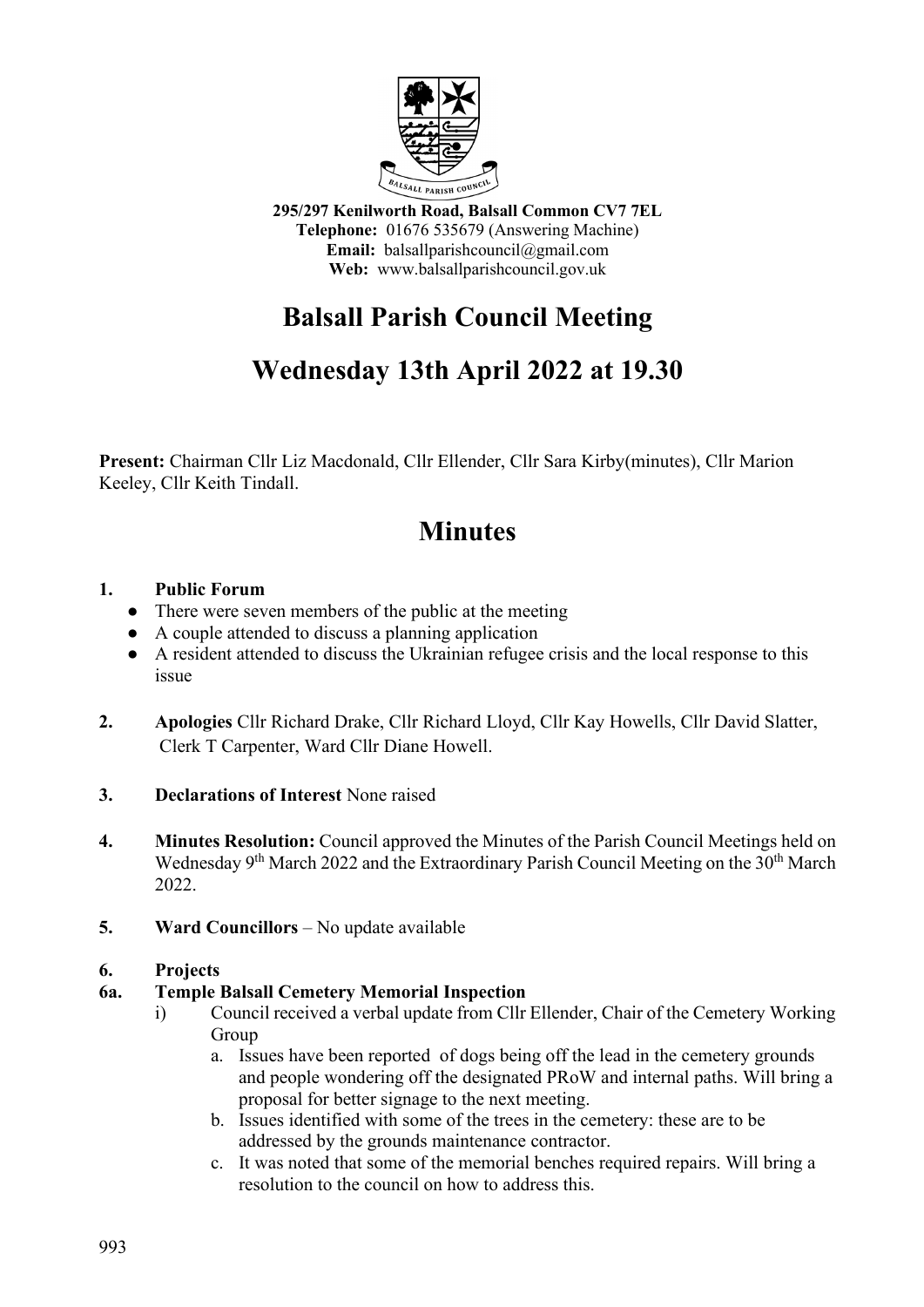**295/297 Kenilworth Road, Balsall Common CV7 7EL**
**Telephone:** 01676 535679 (Answering Machine)
**Email:** balsallparishcouncil@gmail.com
**Web:** www.balsallparishcouncil.gov.uk

# Balsall Parish Council Meeting

# Wednesday 13th April 2022 at 19.30

**Present:** Chairman Cllr Liz Macdonald, Cllr Ellender, Cllr Sara Kirby(minutes), Cllr Marion Keeley, Cllr Keith Tindall.

## Minutes

**1. Public Forum**

- There were seven members of the public at the meeting
- A couple attended to discuss a planning application
- A resident attended to discuss the Ukrainian refugee crisis and the local response to this issue

**2. Apologies** Cllr Richard Drake, Cllr Richard Lloyd, Cllr Kay Howells, Cllr David Slatter, Clerk T Carpenter, Ward Cllr Diane Howell.

**3. Declarations of Interest** None raised

**4. Minutes Resolution:** Council approved the Minutes of the Parish Council Meetings held on Wednesday 9th March 2022 and the Extraordinary Parish Council Meeting on the 30th March 2022.

**5. Ward Councillors** – No update available

**6. Projects**

**6a. Temple Balsall Cemetery Memorial Inspection**

i) Council received a verbal update from Cllr Ellender, Chair of the Cemetery Working Group

   a. Issues have been reported of dogs being off the lead in the cemetery grounds and people wondering off the designated PRoW and internal paths. Will bring a proposal for better signage to the next meeting.

   b. Issues identified with some of the trees in the cemetery: these are to be addressed by the grounds maintenance contractor.

   c. It was noted that some of the memorial benches required repairs. Will bring a resolution to the council on how to address this.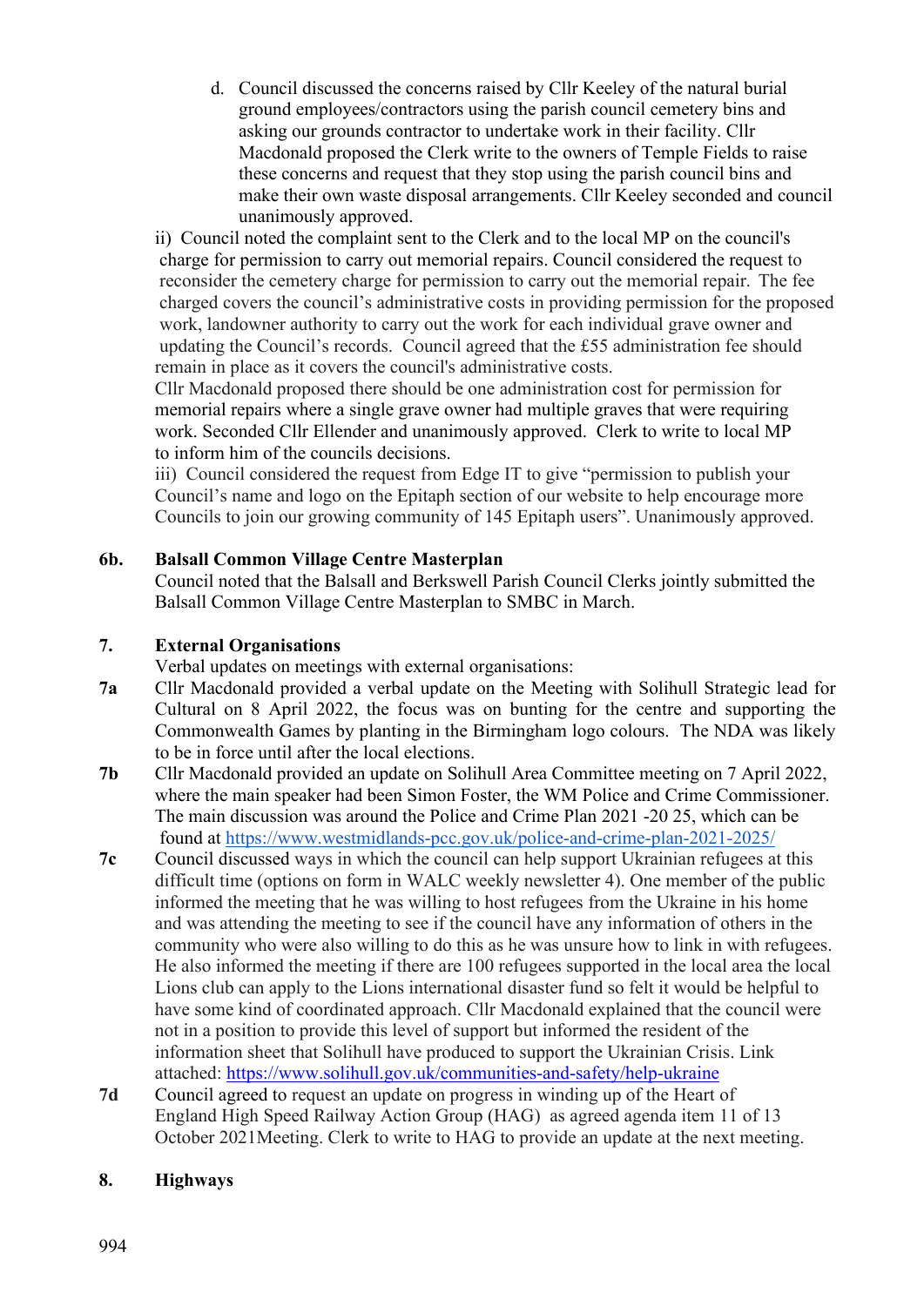d. Council discussed the concerns raised by Cllr Keeley of the natural burial ground employees/contractors using the parish council cemetery bins and asking our grounds contractor to undertake work in their facility. Cllr Macdonald proposed the Clerk write to the owners of Temple Fields to raise these concerns and request that they stop using the parish council bins and make their own waste disposal arrangements. Cllr Keeley seconded and council unanimously approved.

ii) Council noted the complaint sent to the Clerk and to the local MP on the council's charge for permission to carry out memorial repairs. Council considered the request to reconsider the cemetery charge for permission to carry out the memorial repair. The fee charged covers the council's administrative costs in providing permission for the proposed work, landowner authority to carry out the work for each individual grave owner and updating the Council's records. Council agreed that the £55 administration fee should remain in place as it covers the council's administrative costs.

Cllr Macdonald proposed there should be one administration cost for permission for memorial repairs where a single grave owner had multiple graves that were requiring work. Seconded Cllr Ellender and unanimously approved. Clerk to write to local MP to inform him of the councils decisions.

iii) Council considered the request from Edge IT to give "permission to publish your Council's name and logo on the Epitaph section of our website to help encourage more Councils to join our growing community of 145 Epitaph users". Unanimously approved.

**6b. Balsall Common Village Centre Masterplan**

Council noted that the Balsall and Berkswell Parish Council Clerks jointly submitted the Balsall Common Village Centre Masterplan to SMBC in March.

**7. External Organisations**

Verbal updates on meetings with external organisations:

**7a** Cllr Macdonald provided a verbal update on the Meeting with Solihull Strategic lead for Cultural on 8 April 2022, the focus was on bunting for the centre and supporting the Commonwealth Games by planting in the Birmingham logo colours. The NDA was likely to be in force until after the local elections.

**7b** Cllr Macdonald provided an update on Solihull Area Committee meeting on 7 April 2022, where the main speaker had been Simon Foster, the WM Police and Crime Commissioner. The main discussion was around the Police and Crime Plan 2021 -20 25, which can be found at [https://www.westmidlands-pcc.gov.uk/police-and-crime-plan-2021-2025/](https://www.westmidlands-pcc.gov.uk/police-and-crime-plan-2021-2025/)

**7c** Council discussed ways in which the council can help support Ukrainian refugees at this difficult time (options on form in WALC weekly newsletter 4). One member of the public informed the meeting that he was willing to host refugees from the Ukraine in his home and was attending the meeting to see if the council have any information of others in the community who were also willing to do this as he was unsure how to link in with refugees. He also informed the meeting if there are 100 refugees supported in the local area the local Lions club can apply to the Lions international disaster fund so felt it would be helpful to have some kind of coordinated approach. Cllr Macdonald explained that the council were not in a position to provide this level of support but informed the resident of the information sheet that Solihull have produced to support the Ukrainian Crisis. Link attached: [https://www.solihull.gov.uk/communities-and-safety/help-ukraine](https://www.solihull.gov.uk/communities-and-safety/help-ukraine)

**7d** Council agreed to request an update on progress in winding up of the Heart of England High Speed Railway Action Group (HAG) as agreed agenda item 11 of 13 October 2021Meeting. Clerk to write to HAG to provide an update at the next meeting.

**8. Highways**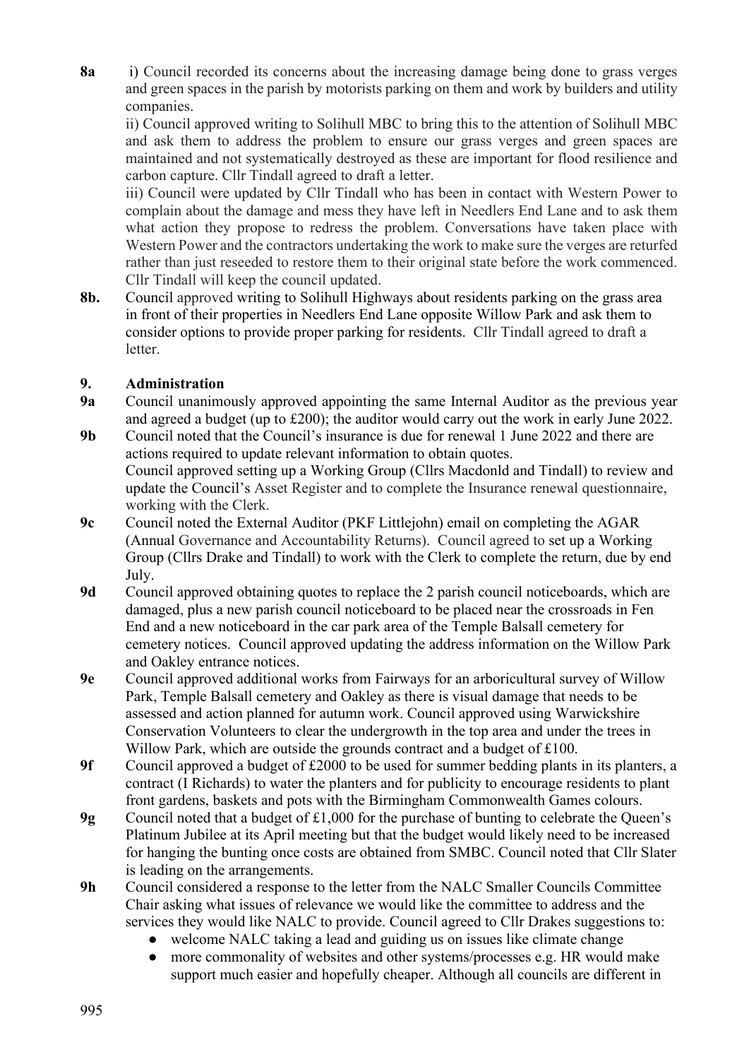**8a** i) Council recorded its concerns about the increasing damage being done to grass verges and green spaces in the parish by motorists parking on them and work by builders and utility companies.

ii) Council approved writing to Solihull MBC to bring this to the attention of Solihull MBC and ask them to address the problem to ensure our grass verges and green spaces are maintained and not systematically destroyed as these are important for flood resilience and carbon capture. Cllr Tindall agreed to draft a letter.

iii) Council were updated by Cllr Tindall who has been in contact with Western Power to complain about the damage and mess they have left in Needlers End Lane and to ask them what action they propose to redress the problem. Conversations have taken place with Western Power and the contractors undertaking the work to make sure the verges are returfed rather than just reseeded to restore them to their original state before the work commenced. Cllr Tindall will keep the council updated.

**8b.** Council approved writing to Solihull Highways about residents parking on the grass area in front of their properties in Needlers End Lane opposite Willow Park and ask them to consider options to provide proper parking for residents. Cllr Tindall agreed to draft a letter.

## 9. Administration

**9a** Council unanimously approved appointing the same Internal Auditor as the previous year and agreed a budget (up to £200); the auditor would carry out the work in early June 2022.

**9b** Council noted that the Council's insurance is due for renewal 1 June 2022 and there are actions required to update relevant information to obtain quotes.
Council approved setting up a Working Group (Cllrs Macdonld and Tindall) to review and update the Council's Asset Register and to complete the Insurance renewal questionnaire, working with the Clerk.

**9c** Council noted the External Auditor (PKF Littlejohn) email on completing the AGAR (Annual Governance and Accountability Returns). Council agreed to set up a Working Group (Cllrs Drake and Tindall) to work with the Clerk to complete the return, due by end July.

**9d** Council approved obtaining quotes to replace the 2 parish council noticeboards, which are damaged, plus a new parish council noticeboard to be placed near the crossroads in Fen End and a new noticeboard in the car park area of the Temple Balsall cemetery for cemetery notices. Council approved updating the address information on the Willow Park and Oakley entrance notices.

**9e** Council approved additional works from Fairways for an arboricultural survey of Willow Park, Temple Balsall cemetery and Oakley as there is visual damage that needs to be assessed and action planned for autumn work. Council approved using Warwickshire Conservation Volunteers to clear the undergrowth in the top area and under the trees in Willow Park, which are outside the grounds contract and a budget of £100.

**9f** Council approved a budget of £2000 to be used for summer bedding plants in its planters, a contract (I Richards) to water the planters and for publicity to encourage residents to plant front gardens, baskets and pots with the Birmingham Commonwealth Games colours.

**9g** Council noted that a budget of £1,000 for the purchase of bunting to celebrate the Queen's Platinum Jubilee at its April meeting but that the budget would likely need to be increased for hanging the bunting once costs are obtained from SMBC. Council noted that Cllr Slater is leading on the arrangements.

**9h** Council considered a response to the letter from the NALC Smaller Councils Committee Chair asking what issues of relevance we would like the committee to address and the services they would like NALC to provide. Council agreed to Cllr Drakes suggestions to:

- welcome NALC taking a lead and guiding us on issues like climate change
- more commonality of websites and other systems/processes e.g. HR would make support much easier and hopefully cheaper. Although all councils are different in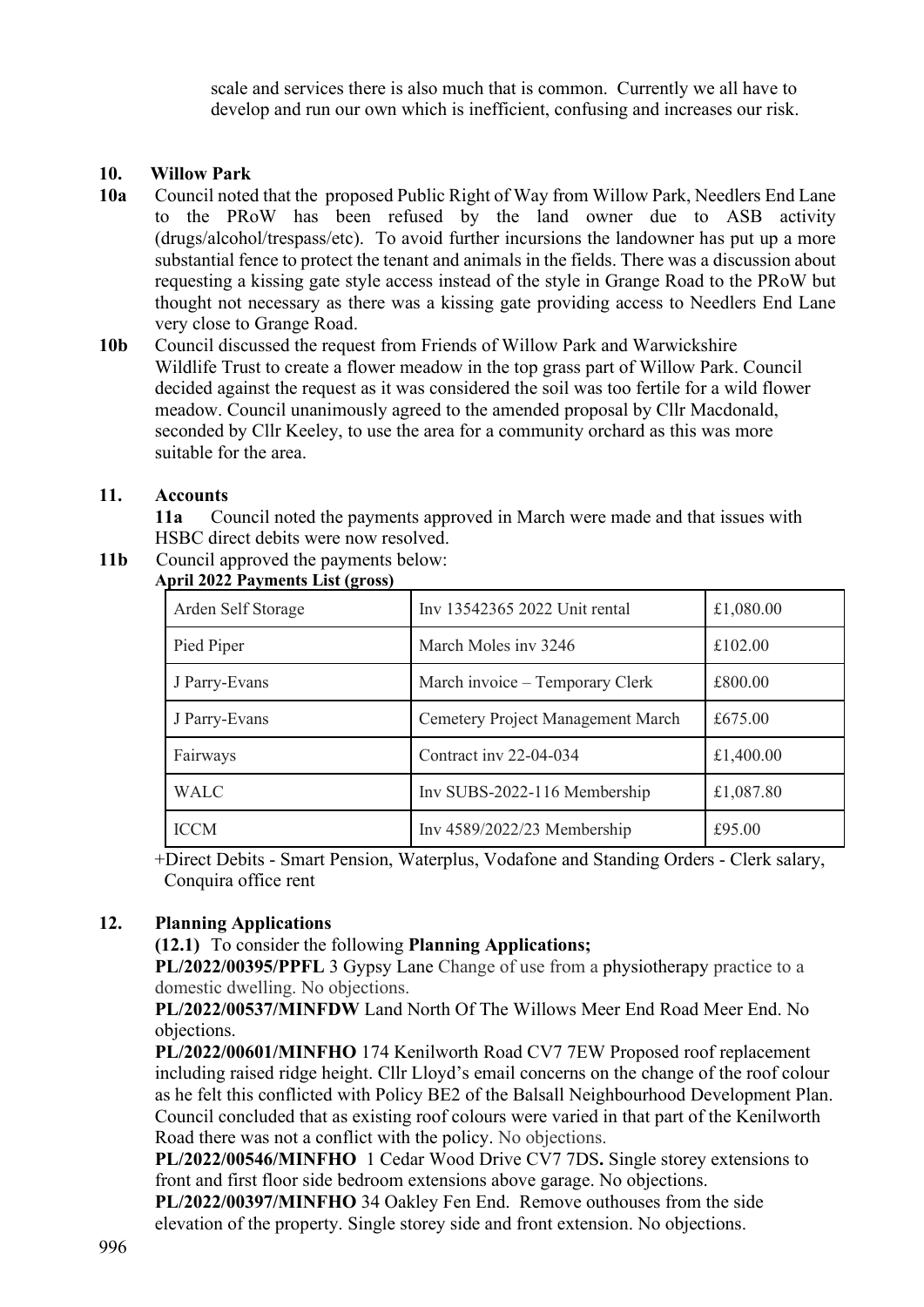scale and services there is also much that is common. Currently we all have to develop and run our own which is inefficient, confusing and increases our risk.

## 10. Willow Park

**10a** Council noted that the proposed Public Right of Way from Willow Park, Needlers End Lane to the PRoW has been refused by the land owner due to ASB activity (drugs/alcohol/trespass/etc). To avoid further incursions the landowner has put up a more substantial fence to protect the tenant and animals in the fields. There was a discussion about requesting a kissing gate style access instead of the style in Grange Road to the PRoW but thought not necessary as there was a kissing gate providing access to Needlers End Lane very close to Grange Road.

**10b** Council discussed the request from Friends of Willow Park and Warwickshire Wildlife Trust to create a flower meadow in the top grass part of Willow Park. Council decided against the request as it was considered the soil was too fertile for a wild flower meadow. Council unanimously agreed to the amended proposal by Cllr Macdonald, seconded by Cllr Keeley, to use the area for a community orchard as this was more suitable for the area.

## 11. Accounts

**11a** Council noted the payments approved in March were made and that issues with HSBC direct debits were now resolved.

**11b** Council approved the payments below:

**April 2022 Payments List (gross)**

| | | |
|---|---|---|
| Arden Self Storage | Inv 13542365 2022 Unit rental | £1,080.00 |
| Pied Piper | March Moles inv 3246 | £102.00 |
| J Parry-Evans | March invoice – Temporary Clerk | £800.00 |
| J Parry-Evans | Cemetery Project Management March | £675.00 |
| Fairways | Contract inv 22-04-034 | £1,400.00 |
| WALC | Inv SUBS-2022-116 Membership | £1,087.80 |
| ICCM | Inv 4589/2022/23 Membership | £95.00 |

+Direct Debits - Smart Pension, Waterplus, Vodafone and Standing Orders - Clerk salary, Conquira office rent

## 12. Planning Applications

**(12.1)** To consider the following **Planning Applications;**

**PL/2022/00395/PPFL** 3 Gypsy Lane Change of use from a physiotherapy practice to a domestic dwelling. No objections.

**PL/2022/00537/MINFDW** Land North Of The Willows Meer End Road Meer End. No objections.

**PL/2022/00601/MINFHO** 174 Kenilworth Road CV7 7EW Proposed roof replacement including raised ridge height. Cllr Lloyd's email concerns on the change of the roof colour as he felt this conflicted with Policy BE2 of the Balsall Neighbourhood Development Plan. Council concluded that as existing roof colours were varied in that part of the Kenilworth Road there was not a conflict with the policy. No objections.

**PL/2022/00546/MINFHO** 1 Cedar Wood Drive CV7 7DS**.** Single storey extensions to front and first floor side bedroom extensions above garage. No objections.

**PL/2022/00397/MINFHO** 34 Oakley Fen End. Remove outhouses from the side elevation of the property. Single storey side and front extension. No objections.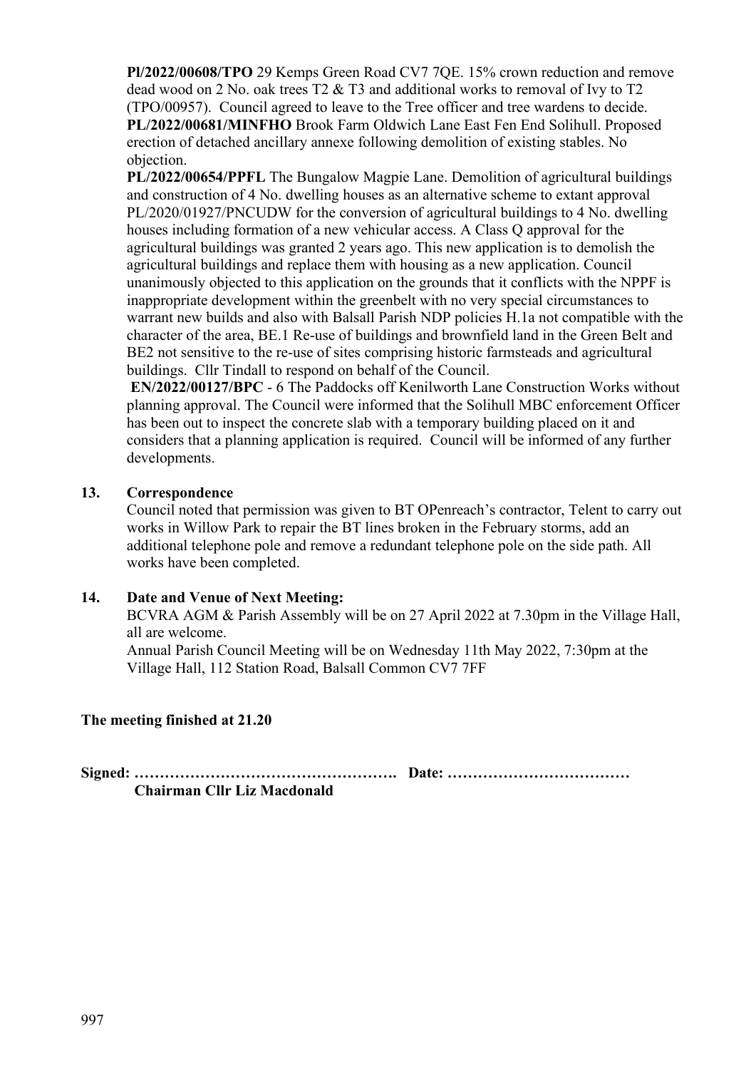**Pl/2022/00608/TPO** 29 Kemps Green Road CV7 7QE. 15% crown reduction and remove dead wood on 2 No. oak trees T2 & T3 and additional works to removal of Ivy to T2 (TPO/00957). Council agreed to leave to the Tree officer and tree wardens to decide.
**PL/2022/00681/MINFHO** Brook Farm Oldwich Lane East Fen End Solihull. Proposed erection of detached ancillary annexe following demolition of existing stables. No objection.
**PL/2022/00654/PPFL** The Bungalow Magpie Lane. Demolition of agricultural buildings and construction of 4 No. dwelling houses as an alternative scheme to extant approval PL/2020/01927/PNCUDW for the conversion of agricultural buildings to 4 No. dwelling houses including formation of a new vehicular access. A Class Q approval for the agricultural buildings was granted 2 years ago. This new application is to demolish the agricultural buildings and replace them with housing as a new application. Council unanimously objected to this application on the grounds that it conflicts with the NPPF is inappropriate development within the greenbelt with no very special circumstances to warrant new builds and also with Balsall Parish NDP policies H.1a not compatible with the character of the area, BE.1 Re-use of buildings and brownfield land in the Green Belt and BE2 not sensitive to the re-use of sites comprising historic farmsteads and agricultural buildings. Cllr Tindall to respond on behalf of the Council.
**EN/2022/00127/BPC** - 6 The Paddocks off Kenilworth Lane Construction Works without planning approval. The Council were informed that the Solihull MBC enforcement Officer has been out to inspect the concrete slab with a temporary building placed on it and considers that a planning application is required. Council will be informed of any further developments.

**13. Correspondence**

Council noted that permission was given to BT OPenreach's contractor, Telent to carry out works in Willow Park to repair the BT lines broken in the February storms, add an additional telephone pole and remove a redundant telephone pole on the side path. All works have been completed.

**14. Date and Venue of Next Meeting:**

BCVRA AGM & Parish Assembly will be on 27 April 2022 at 7.30pm in the Village Hall, all are welcome.
Annual Parish Council Meeting will be on Wednesday 11th May 2022, 7:30pm at the Village Hall, 112 Station Road, Balsall Common CV7 7FF

**The meeting finished at 21.20**

**Signed: ……………………………………………. Date: ………………………………**
**Chairman Cllr Liz Macdonald**